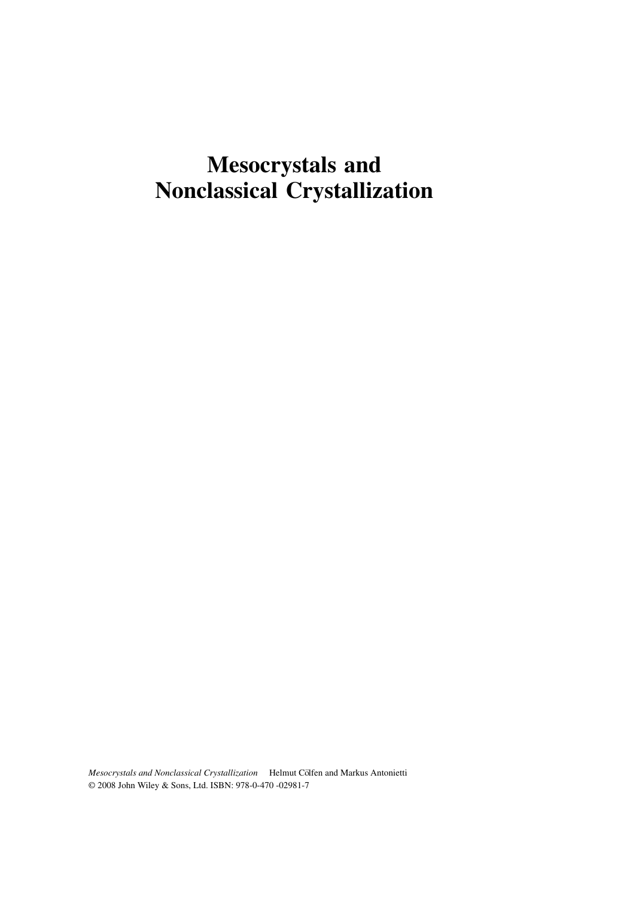# Mesocrystals and Nonclassical Crystallization

*Mesocrystals and Nonclassical Crystallization* Helmut Cölfen and Markus Antonietti
© 2008 John Wiley & Sons, Ltd. ISBN: 978-0-470 -02981-7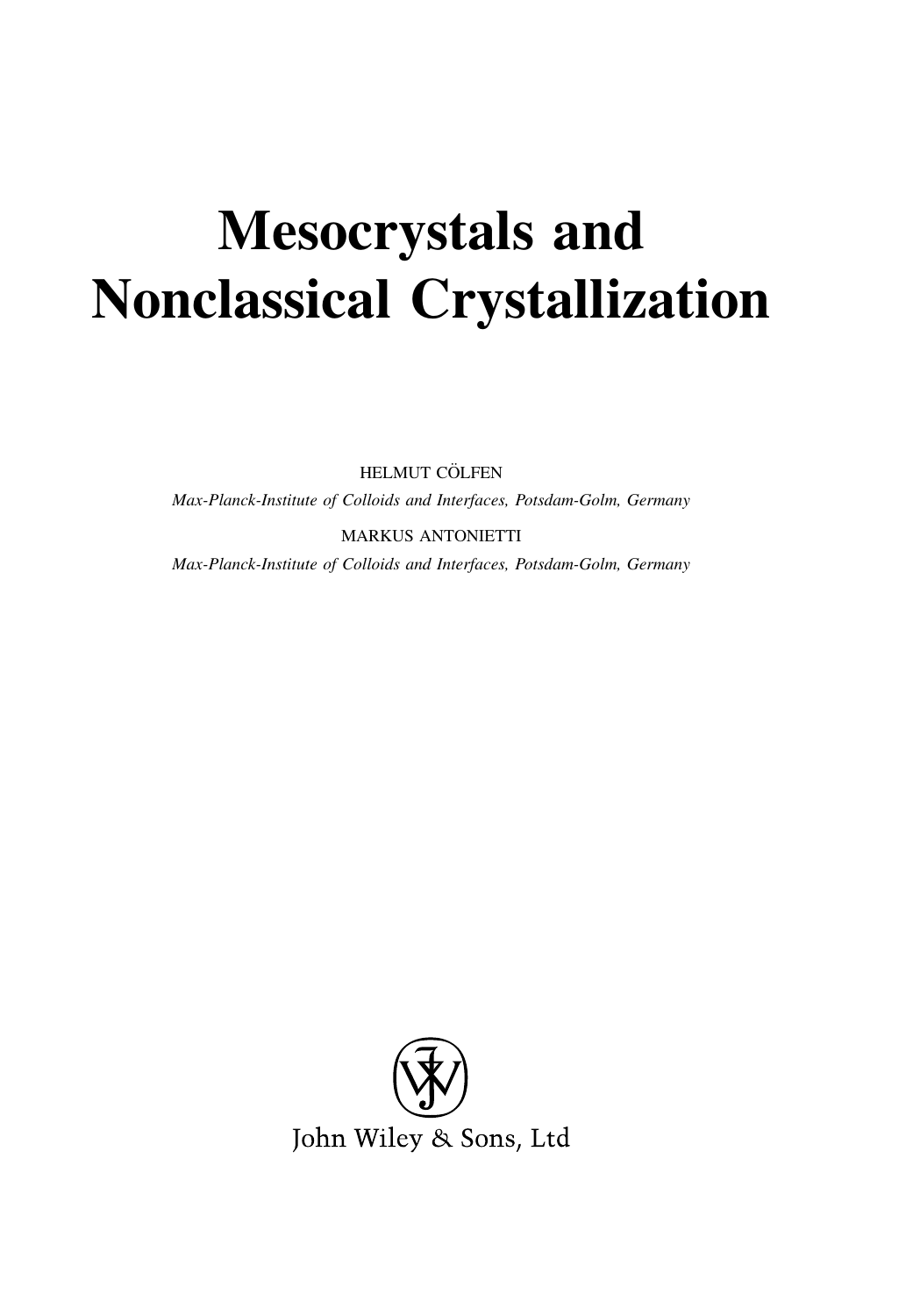# Mesocrystals and Nonclassical Crystallization

HELMUT CÖLFEN

*Max-Planck-Institute of Colloids and Interfaces, Potsdam-Golm, Germany*

MARKUS ANTONIETTI

*Max-Planck-Institute of Colloids and Interfaces, Potsdam-Golm, Germany*

John Wiley & Sons, Ltd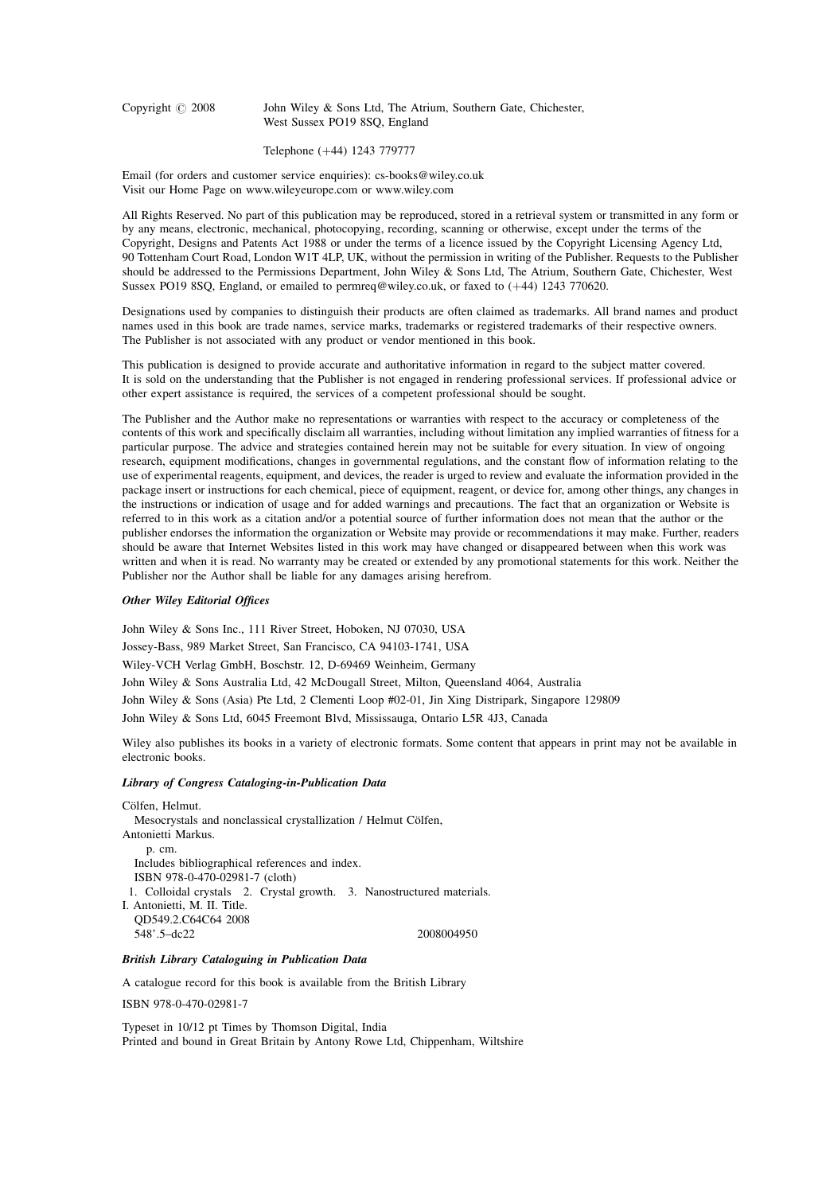Copyright © 2008 John Wiley & Sons Ltd, The Atrium, Southern Gate, Chichester, West Sussex PO19 8SQ, England

Telephone (+44) 1243 779777

Email (for orders and customer service enquiries): cs-books@wiley.co.uk
Visit our Home Page on www.wileyeurope.com or www.wiley.com

All Rights Reserved. No part of this publication may be reproduced, stored in a retrieval system or transmitted in any form or by any means, electronic, mechanical, photocopying, recording, scanning or otherwise, except under the terms of the Copyright, Designs and Patents Act 1988 or under the terms of a licence issued by the Copyright Licensing Agency Ltd, 90 Tottenham Court Road, London W1T 4LP, UK, without the permission in writing of the Publisher. Requests to the Publisher should be addressed to the Permissions Department, John Wiley & Sons Ltd, The Atrium, Southern Gate, Chichester, West Sussex PO19 8SQ, England, or emailed to permreq@wiley.co.uk, or faxed to (+44) 1243 770620.

Designations used by companies to distinguish their products are often claimed as trademarks. All brand names and product names used in this book are trade names, service marks, trademarks or registered trademarks of their respective owners. The Publisher is not associated with any product or vendor mentioned in this book.

This publication is designed to provide accurate and authoritative information in regard to the subject matter covered. It is sold on the understanding that the Publisher is not engaged in rendering professional services. If professional advice or other expert assistance is required, the services of a competent professional should be sought.

The Publisher and the Author make no representations or warranties with respect to the accuracy or completeness of the contents of this work and specifically disclaim all warranties, including without limitation any implied warranties of fitness for a particular purpose. The advice and strategies contained herein may not be suitable for every situation. In view of ongoing research, equipment modifications, changes in governmental regulations, and the constant flow of information relating to the use of experimental reagents, equipment, and devices, the reader is urged to review and evaluate the information provided in the package insert or instructions for each chemical, piece of equipment, reagent, or device for, among other things, any changes in the instructions or indication of usage and for added warnings and precautions. The fact that an organization or Website is referred to in this work as a citation and/or a potential source of further information does not mean that the author or the publisher endorses the information the organization or Website may provide or recommendations it may make. Further, readers should be aware that Internet Websites listed in this work may have changed or disappeared between when this work was written and when it is read. No warranty may be created or extended by any promotional statements for this work. Neither the Publisher nor the Author shall be liable for any damages arising herefrom.

***Other Wiley Editorial Offices***

John Wiley & Sons Inc., 111 River Street, Hoboken, NJ 07030, USA

Jossey-Bass, 989 Market Street, San Francisco, CA 94103-1741, USA

Wiley-VCH Verlag GmbH, Boschstr. 12, D-69469 Weinheim, Germany

John Wiley & Sons Australia Ltd, 42 McDougall Street, Milton, Queensland 4064, Australia

John Wiley & Sons (Asia) Pte Ltd, 2 Clementi Loop #02-01, Jin Xing Distripark, Singapore 129809

John Wiley & Sons Ltd, 6045 Freemont Blvd, Mississauga, Ontario L5R 4J3, Canada

Wiley also publishes its books in a variety of electronic formats. Some content that appears in print may not be available in electronic books.

***Library of Congress Cataloging-in-Publication Data***

Cölfen, Helmut.
Mesocrystals and nonclassical crystallization / Helmut Cölfen,
Antonietti Markus.
p. cm.
Includes bibliographical references and index.
ISBN 978-0-470-02981-7 (cloth)
1. Colloidal crystals 2. Crystal growth. 3. Nanostructured materials.
I. Antonietti, M. II. Title.
QD549.2.C64C64 2008
548'.5–dc22 2008004950

***British Library Cataloguing in Publication Data***

A catalogue record for this book is available from the British Library

ISBN 978-0-470-02981-7

Typeset in 10/12 pt Times by Thomson Digital, India
Printed and bound in Great Britain by Antony Rowe Ltd, Chippenham, Wiltshire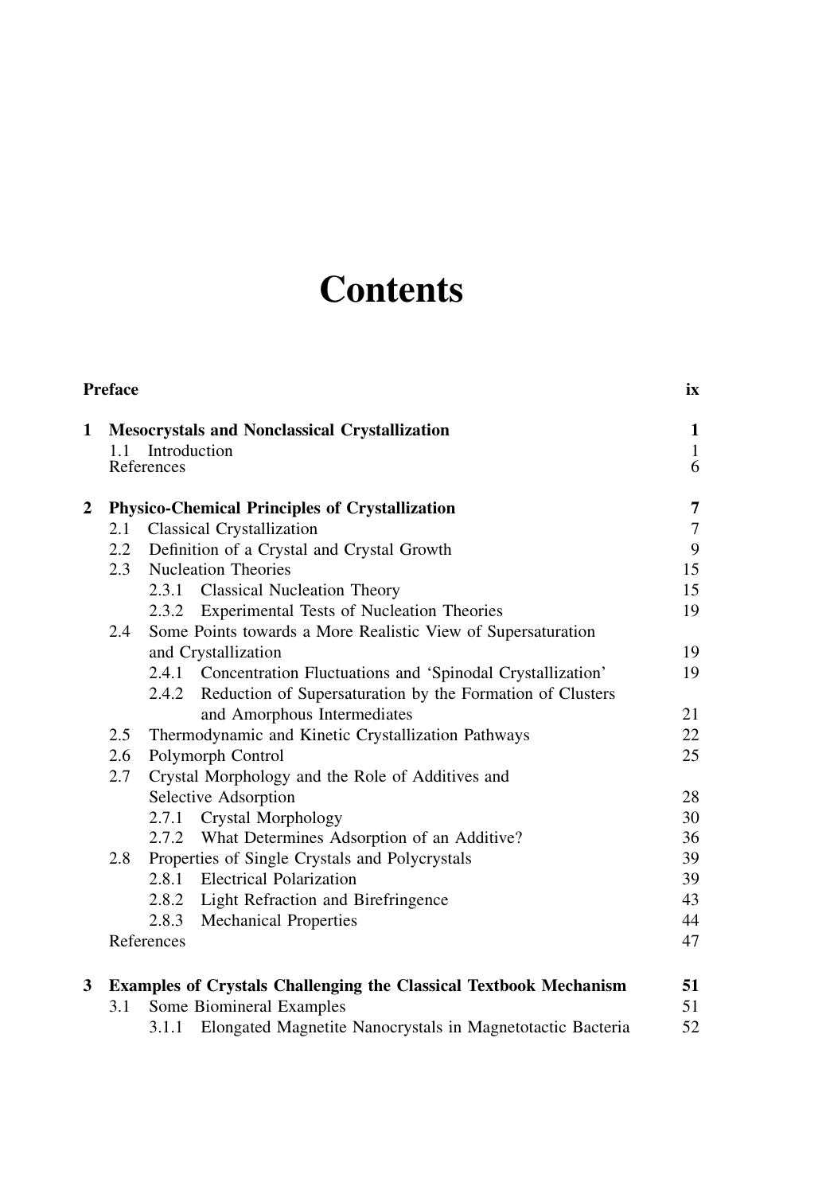# Contents

| | | |
|---|---|---|
| **Preface** | | **ix** |
| **1** | **Mesocrystals and Nonclassical Crystallization** | **1** |
| | 1.1 Introduction | 1 |
| | References | 6 |
| **2** | **Physico-Chemical Principles of Crystallization** | **7** |
| | 2.1 Classical Crystallization | 7 |
| | 2.2 Definition of a Crystal and Crystal Growth | 9 |
| | 2.3 Nucleation Theories | 15 |
| | 2.3.1 Classical Nucleation Theory | 15 |
| | 2.3.2 Experimental Tests of Nucleation Theories | 19 |
| | 2.4 Some Points towards a More Realistic View of Supersaturation and Crystallization | 19 |
| | 2.4.1 Concentration Fluctuations and 'Spinodal Crystallization' | 19 |
| | 2.4.2 Reduction of Supersaturation by the Formation of Clusters and Amorphous Intermediates | 21 |
| | 2.5 Thermodynamic and Kinetic Crystallization Pathways | 22 |
| | 2.6 Polymorph Control | 25 |
| | 2.7 Crystal Morphology and the Role of Additives and Selective Adsorption | 28 |
| | 2.7.1 Crystal Morphology | 30 |
| | 2.7.2 What Determines Adsorption of an Additive? | 36 |
| | 2.8 Properties of Single Crystals and Polycrystals | 39 |
| | 2.8.1 Electrical Polarization | 39 |
| | 2.8.2 Light Refraction and Birefringence | 43 |
| | 2.8.3 Mechanical Properties | 44 |
| | References | 47 |
| **3** | **Examples of Crystals Challenging the Classical Textbook Mechanism** | **51** |
| | 3.1 Some Biomineral Examples | 51 |
| | 3.1.1 Elongated Magnetite Nanocrystals in Magnetotactic Bacteria | 52 |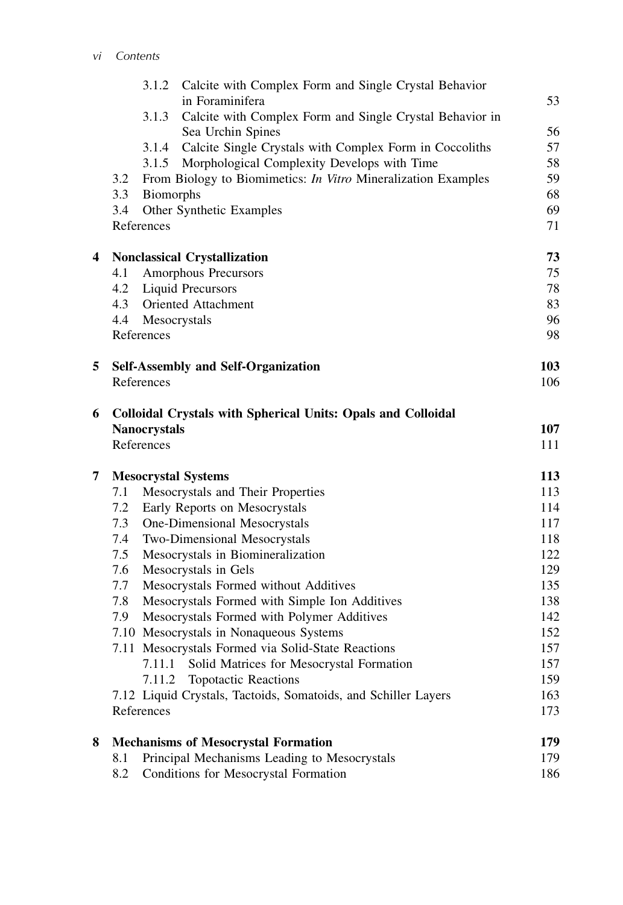3.1.2 Calcite with Complex Form and Single Crystal Behavior in Foraminifera 53

3.1.3 Calcite with Complex Form and Single Crystal Behavior in Sea Urchin Spines 56

3.1.4 Calcite Single Crystals with Complex Form in Coccoliths 57

3.1.5 Morphological Complexity Develops with Time 58

3.2 From Biology to Biomimetics: *In Vitro* Mineralization Examples 59

3.3 Biomorphs 68

3.4 Other Synthetic Examples 69

References 71

**4 Nonclassical Crystallization 73**

4.1 Amorphous Precursors 75

4.2 Liquid Precursors 78

4.3 Oriented Attachment 83

4.4 Mesocrystals 96

References 98

**5 Self-Assembly and Self-Organization 103**

References 106

**6 Colloidal Crystals with Spherical Units: Opals and Colloidal Nanocrystals 107**

References 111

**7 Mesocrystal Systems 113**

7.1 Mesocrystals and Their Properties 113

7.2 Early Reports on Mesocrystals 114

7.3 One-Dimensional Mesocrystals 117

7.4 Two-Dimensional Mesocrystals 118

7.5 Mesocrystals in Biomineralization 122

7.6 Mesocrystals in Gels 129

7.7 Mesocrystals Formed without Additives 135

7.8 Mesocrystals Formed with Simple Ion Additives 138

7.9 Mesocrystals Formed with Polymer Additives 142

7.10 Mesocrystals in Nonaqueous Systems 152

7.11 Mesocrystals Formed via Solid-State Reactions 157

7.11.1 Solid Matrices for Mesocrystal Formation 157

7.11.2 Topotactic Reactions 159

7.12 Liquid Crystals, Tactoids, Somatoids, and Schiller Layers 163

References 173

**8 Mechanisms of Mesocrystal Formation 179**

8.1 Principal Mechanisms Leading to Mesocrystals 179

8.2 Conditions for Mesocrystal Formation 186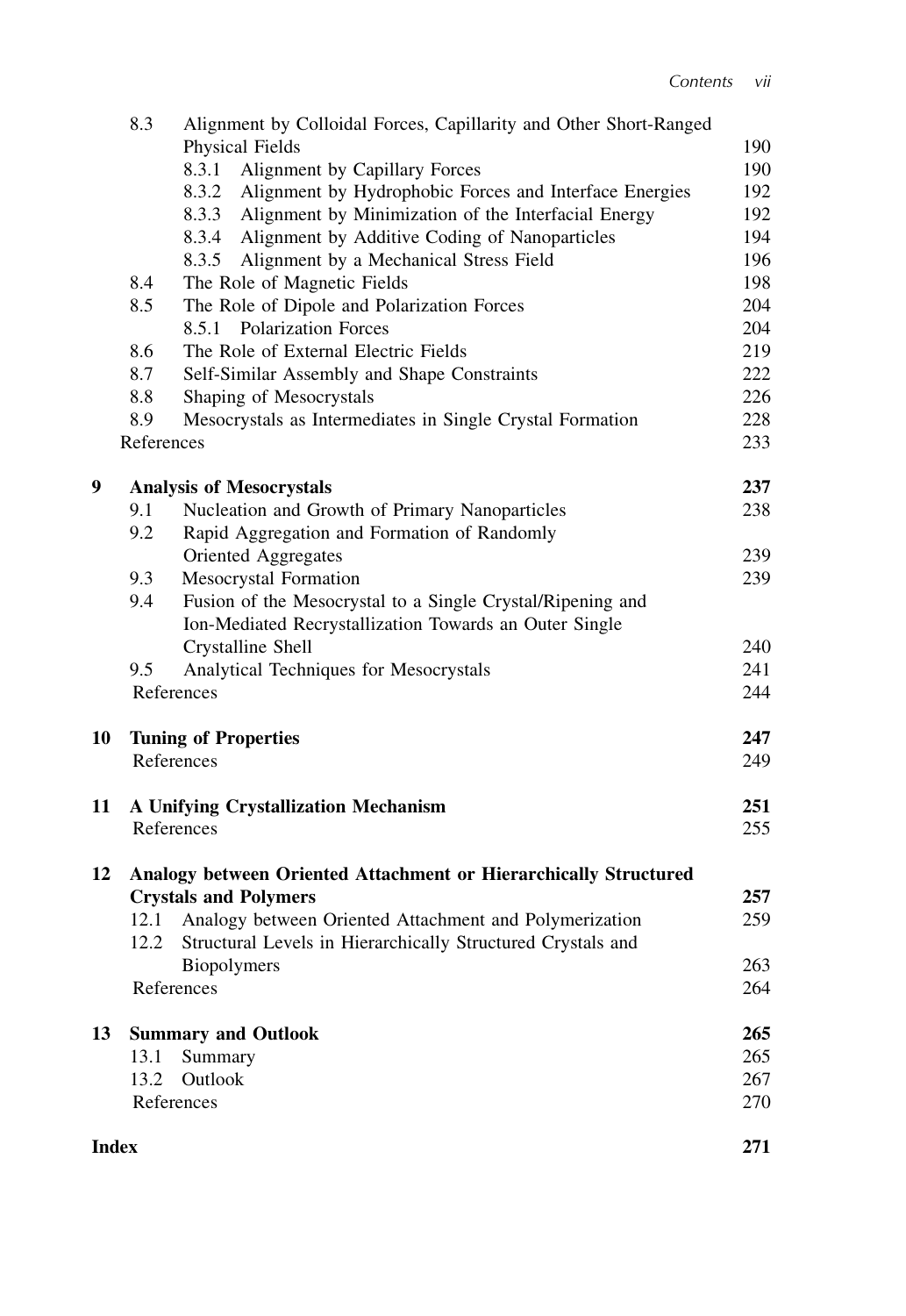| | | |
|---|---|---|
| 8.3 | Alignment by Colloidal Forces, Capillarity and Other Short-Ranged Physical Fields | 190 |
| 8.3.1 | Alignment by Capillary Forces | 190 |
| 8.3.2 | Alignment by Hydrophobic Forces and Interface Energies | 192 |
| 8.3.3 | Alignment by Minimization of the Interfacial Energy | 192 |
| 8.3.4 | Alignment by Additive Coding of Nanoparticles | 194 |
| 8.3.5 | Alignment by a Mechanical Stress Field | 196 |
| 8.4 | The Role of Magnetic Fields | 198 |
| 8.5 | The Role of Dipole and Polarization Forces | 204 |
| 8.5.1 | Polarization Forces | 204 |
| 8.6 | The Role of External Electric Fields | 219 |
| 8.7 | Self-Similar Assembly and Shape Constraints | 222 |
| 8.8 | Shaping of Mesocrystals | 226 |
| 8.9 | Mesocrystals as Intermediates in Single Crystal Formation | 228 |
| | References | 233 |
| **9** | **Analysis of Mesocrystals** | **237** |
| 9.1 | Nucleation and Growth of Primary Nanoparticles | 238 |
| 9.2 | Rapid Aggregation and Formation of Randomly Oriented Aggregates | 239 |
| 9.3 | Mesocrystal Formation | 239 |
| 9.4 | Fusion of the Mesocrystal to a Single Crystal/Ripening and Ion-Mediated Recrystallization Towards an Outer Single Crystalline Shell | 240 |
| 9.5 | Analytical Techniques for Mesocrystals | 241 |
| | References | 244 |
| **10** | **Tuning of Properties** | **247** |
| | References | 249 |
| **11** | **A Unifying Crystallization Mechanism** | **251** |
| | References | 255 |
| **12** | **Analogy between Oriented Attachment or Hierarchically Structured Crystals and Polymers** | **257** |
| 12.1 | Analogy between Oriented Attachment and Polymerization | 259 |
| 12.2 | Structural Levels in Hierarchically Structured Crystals and Biopolymers | 263 |
| | References | 264 |
| **13** | **Summary and Outlook** | **265** |
| 13.1 | Summary | 265 |
| 13.2 | Outlook | 267 |
| | References | 270 |
| **Index** | | **271** |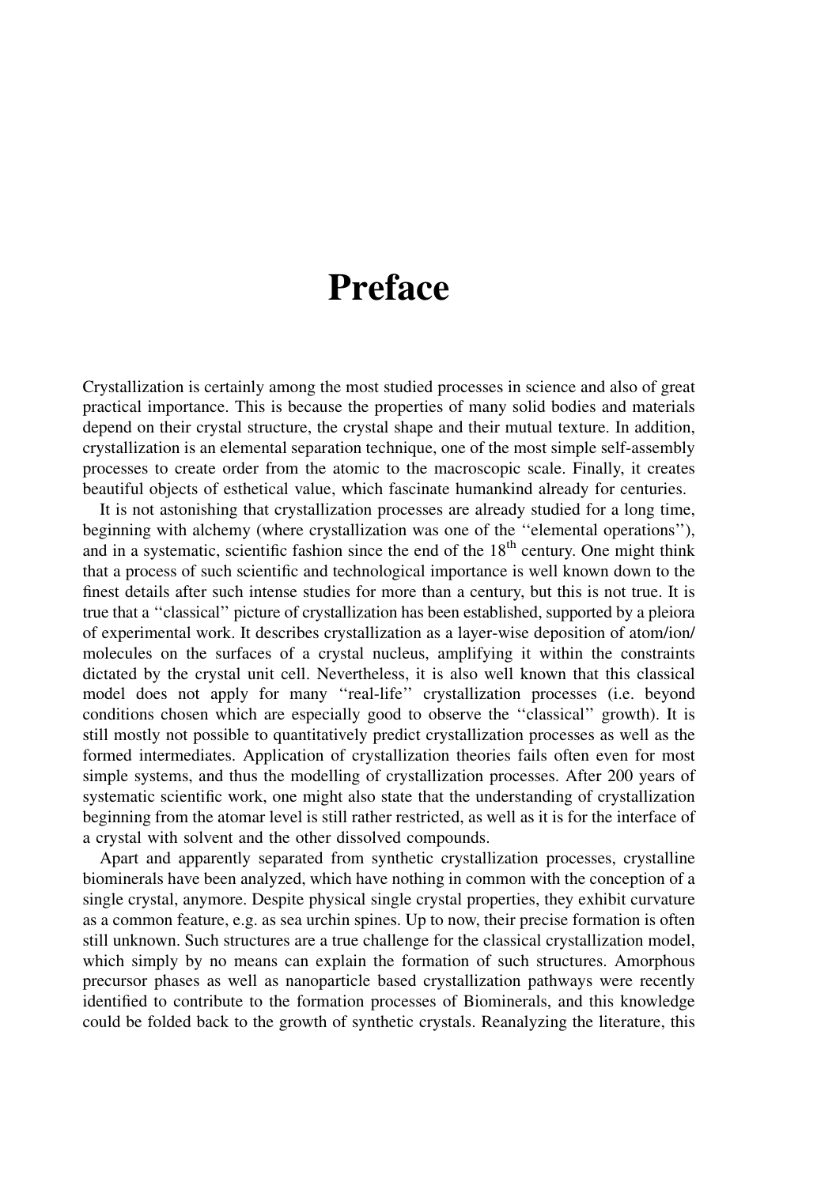# Preface

Crystallization is certainly among the most studied processes in science and also of great practical importance. This is because the properties of many solid bodies and materials depend on their crystal structure, the crystal shape and their mutual texture. In addition, crystallization is an elemental separation technique, one of the most simple self-assembly processes to create order from the atomic to the macroscopic scale. Finally, it creates beautiful objects of esthetical value, which fascinate humankind already for centuries.

It is not astonishing that crystallization processes are already studied for a long time, beginning with alchemy (where crystallization was one of the ‘‘elemental operations’’), and in a systematic, scientific fashion since the end of the 18th century. One might think that a process of such scientific and technological importance is well known down to the finest details after such intense studies for more than a century, but this is not true. It is true that a ‘‘classical’’ picture of crystallization has been established, supported by a pleiora of experimental work. It describes crystallization as a layer-wise deposition of atom/ion/molecules on the surfaces of a crystal nucleus, amplifying it within the constraints dictated by the crystal unit cell. Nevertheless, it is also well known that this classical model does not apply for many ‘‘real-life’’ crystallization processes (i.e. beyond conditions chosen which are especially good to observe the ‘‘classical’’ growth). It is still mostly not possible to quantitatively predict crystallization processes as well as the formed intermediates. Application of crystallization theories fails often even for most simple systems, and thus the modelling of crystallization processes. After 200 years of systematic scientific work, one might also state that the understanding of crystallization beginning from the atomar level is still rather restricted, as well as it is for the interface of a crystal with solvent and the other dissolved compounds.

Apart and apparently separated from synthetic crystallization processes, crystalline biominerals have been analyzed, which have nothing in common with the conception of a single crystal, anymore. Despite physical single crystal properties, they exhibit curvature as a common feature, e.g. as sea urchin spines. Up to now, their precise formation is often still unknown. Such structures are a true challenge for the classical crystallization model, which simply by no means can explain the formation of such structures. Amorphous precursor phases as well as nanoparticle based crystallization pathways were recently identified to contribute to the formation processes of Biominerals, and this knowledge could be folded back to the growth of synthetic crystals. Reanalyzing the literature, this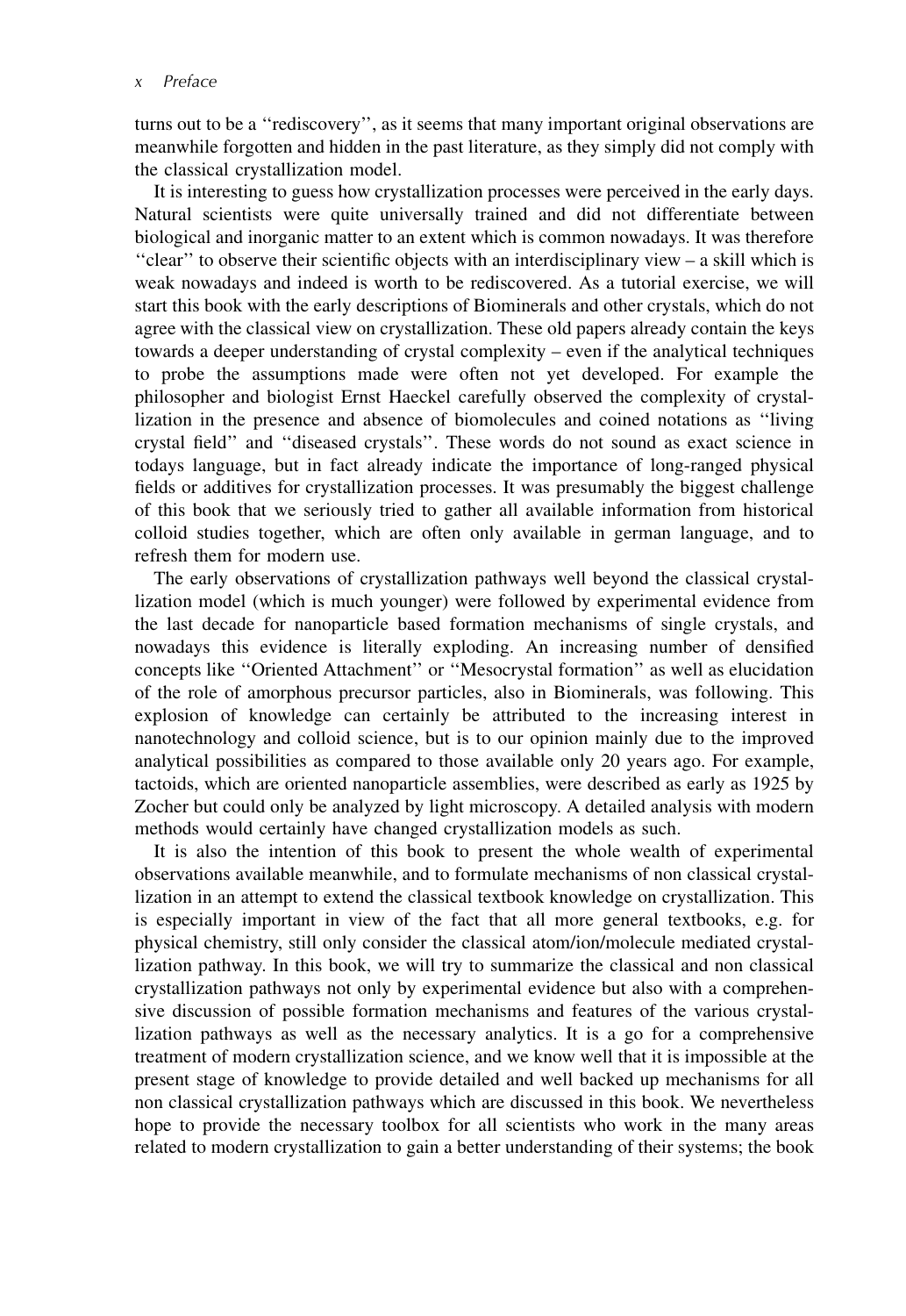turns out to be a ''rediscovery'', as it seems that many important original observations are meanwhile forgotten and hidden in the past literature, as they simply did not comply with the classical crystallization model.

It is interesting to guess how crystallization processes were perceived in the early days. Natural scientists were quite universally trained and did not differentiate between biological and inorganic matter to an extent which is common nowadays. It was therefore ''clear'' to observe their scientific objects with an interdisciplinary view – a skill which is weak nowadays and indeed is worth to be rediscovered. As a tutorial exercise, we will start this book with the early descriptions of Biominerals and other crystals, which do not agree with the classical view on crystallization. These old papers already contain the keys towards a deeper understanding of crystal complexity – even if the analytical techniques to probe the assumptions made were often not yet developed. For example the philosopher and biologist Ernst Haeckel carefully observed the complexity of crystallization in the presence and absence of biomolecules and coined notations as ''living crystal field'' and ''diseased crystals''. These words do not sound as exact science in todays language, but in fact already indicate the importance of long-ranged physical fields or additives for crystallization processes. It was presumably the biggest challenge of this book that we seriously tried to gather all available information from historical colloid studies together, which are often only available in german language, and to refresh them for modern use.

The early observations of crystallization pathways well beyond the classical crystallization model (which is much younger) were followed by experimental evidence from the last decade for nanoparticle based formation mechanisms of single crystals, and nowadays this evidence is literally exploding. An increasing number of densified concepts like ''Oriented Attachment'' or ''Mesocrystal formation'' as well as elucidation of the role of amorphous precursor particles, also in Biominerals, was following. This explosion of knowledge can certainly be attributed to the increasing interest in nanotechnology and colloid science, but is to our opinion mainly due to the improved analytical possibilities as compared to those available only 20 years ago. For example, tactoids, which are oriented nanoparticle assemblies, were described as early as 1925 by Zocher but could only be analyzed by light microscopy. A detailed analysis with modern methods would certainly have changed crystallization models as such.

It is also the intention of this book to present the whole wealth of experimental observations available meanwhile, and to formulate mechanisms of non classical crystallization in an attempt to extend the classical textbook knowledge on crystallization. This is especially important in view of the fact that all more general textbooks, e.g. for physical chemistry, still only consider the classical atom/ion/molecule mediated crystallization pathway. In this book, we will try to summarize the classical and non classical crystallization pathways not only by experimental evidence but also with a comprehensive discussion of possible formation mechanisms and features of the various crystallization pathways as well as the necessary analytics. It is a go for a comprehensive treatment of modern crystallization science, and we know well that it is impossible at the present stage of knowledge to provide detailed and well backed up mechanisms for all non classical crystallization pathways which are discussed in this book. We nevertheless hope to provide the necessary toolbox for all scientists who work in the many areas related to modern crystallization to gain a better understanding of their systems; the book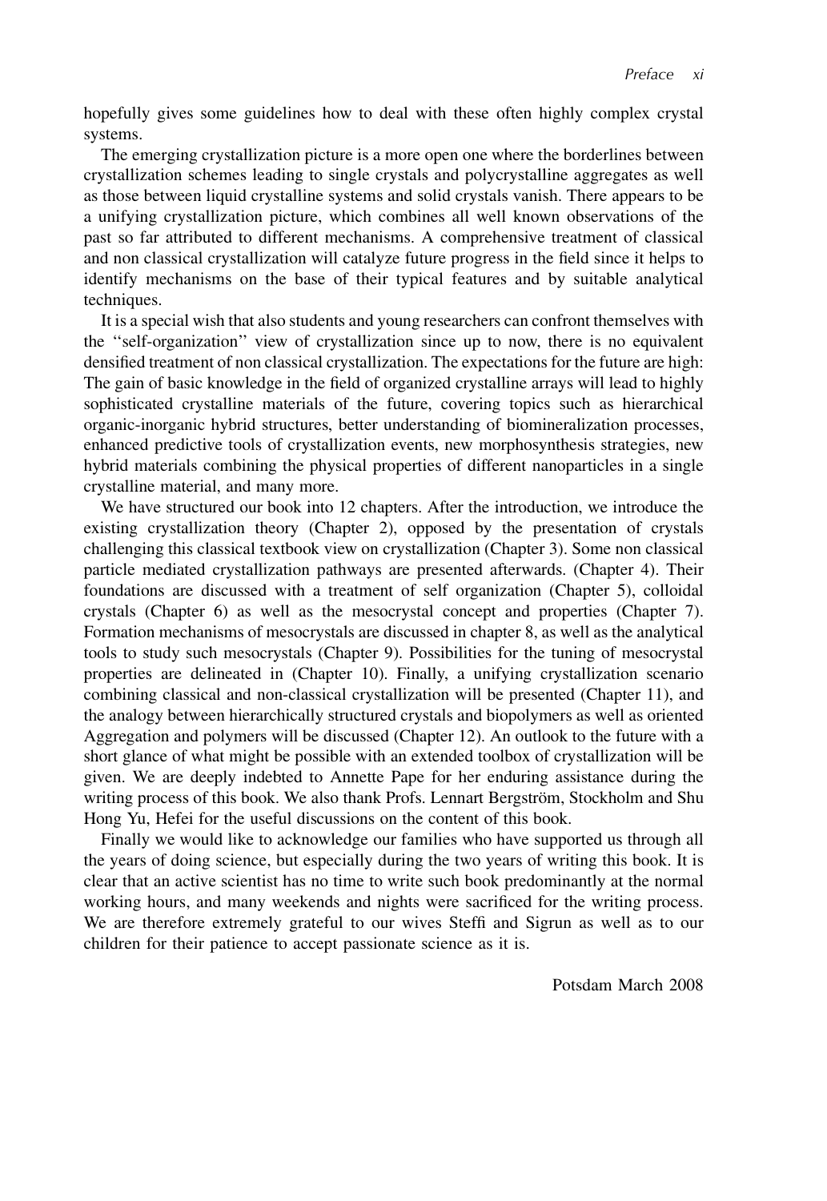hopefully gives some guidelines how to deal with these often highly complex crystal systems.

The emerging crystallization picture is a more open one where the borderlines between crystallization schemes leading to single crystals and polycrystalline aggregates as well as those between liquid crystalline systems and solid crystals vanish. There appears to be a unifying crystallization picture, which combines all well known observations of the past so far attributed to different mechanisms. A comprehensive treatment of classical and non classical crystallization will catalyze future progress in the field since it helps to identify mechanisms on the base of their typical features and by suitable analytical techniques.

It is a special wish that also students and young researchers can confront themselves with the ''self-organization'' view of crystallization since up to now, there is no equivalent densified treatment of non classical crystallization. The expectations for the future are high: The gain of basic knowledge in the field of organized crystalline arrays will lead to highly sophisticated crystalline materials of the future, covering topics such as hierarchical organic-inorganic hybrid structures, better understanding of biomineralization processes, enhanced predictive tools of crystallization events, new morphosynthesis strategies, new hybrid materials combining the physical properties of different nanoparticles in a single crystalline material, and many more.

We have structured our book into 12 chapters. After the introduction, we introduce the existing crystallization theory (Chapter 2), opposed by the presentation of crystals challenging this classical textbook view on crystallization (Chapter 3). Some non classical particle mediated crystallization pathways are presented afterwards. (Chapter 4). Their foundations are discussed with a treatment of self organization (Chapter 5), colloidal crystals (Chapter 6) as well as the mesocrystal concept and properties (Chapter 7). Formation mechanisms of mesocrystals are discussed in chapter 8, as well as the analytical tools to study such mesocrystals (Chapter 9). Possibilities for the tuning of mesocrystal properties are delineated in (Chapter 10). Finally, a unifying crystallization scenario combining classical and non-classical crystallization will be presented (Chapter 11), and the analogy between hierarchically structured crystals and biopolymers as well as oriented Aggregation and polymers will be discussed (Chapter 12). An outlook to the future with a short glance of what might be possible with an extended toolbox of crystallization will be given. We are deeply indebted to Annette Pape for her enduring assistance during the writing process of this book. We also thank Profs. Lennart Bergström, Stockholm and Shu Hong Yu, Hefei for the useful discussions on the content of this book.

Finally we would like to acknowledge our families who have supported us through all the years of doing science, but especially during the two years of writing this book. It is clear that an active scientist has no time to write such book predominantly at the normal working hours, and many weekends and nights were sacrificed for the writing process. We are therefore extremely grateful to our wives Steffi and Sigrun as well as to our children for their patience to accept passionate science as it is.

Potsdam March 2008